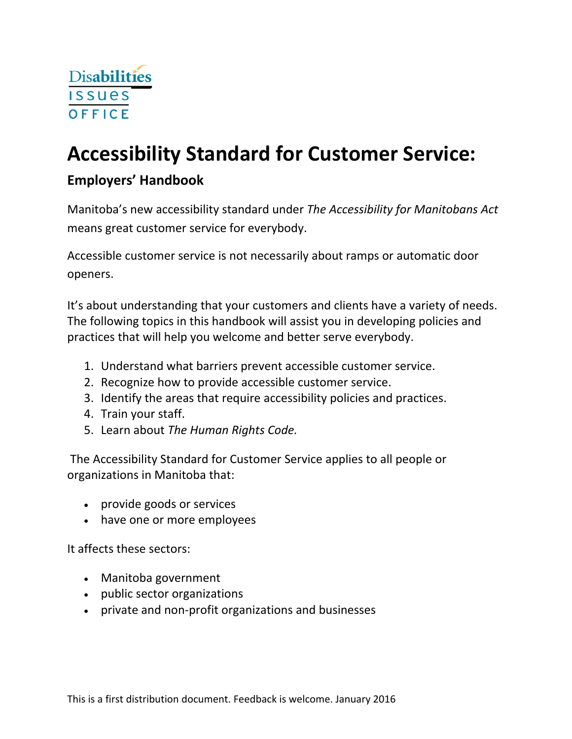Disabilities Issues Office

# Accessibility Standard for Customer Service:

## Employers' Handbook

Manitoba's new accessibility standard under *The Accessibility for Manitobans Act* means great customer service for everybody.

Accessible customer service is not necessarily about ramps or automatic door openers.

It's about understanding that your customers and clients have a variety of needs. The following topics in this handbook will assist you in developing policies and practices that will help you welcome and better serve everybody.

1. Understand what barriers prevent accessible customer service.
2. Recognize how to provide accessible customer service.
3. Identify the areas that require accessibility policies and practices.
4. Train your staff.
5. Learn about *The Human Rights Code.*

The Accessibility Standard for Customer Service applies to all people or organizations in Manitoba that:

- provide goods or services
- have one or more employees

It affects these sectors:

- Manitoba government
- public sector organizations
- private and non-profit organizations and businesses

This is a first distribution document. Feedback is welcome. January 2016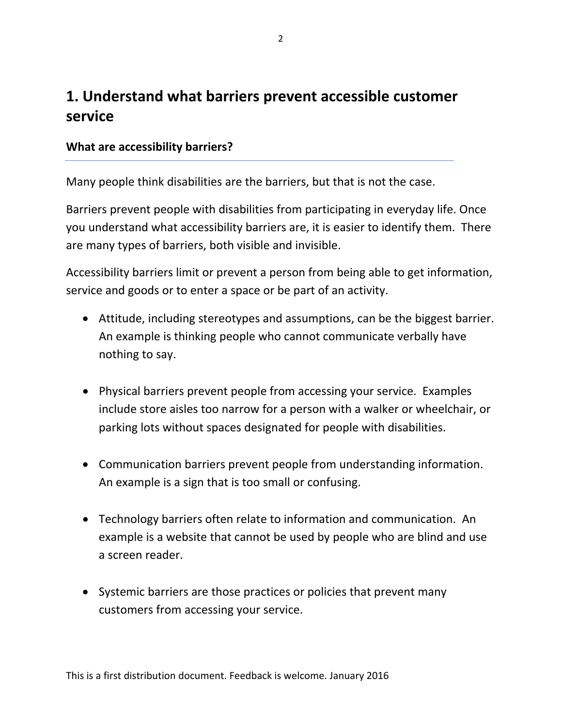## 1. Understand what barriers prevent accessible customer service

### What are accessibility barriers?

Many people think disabilities are the barriers, but that is not the case.

Barriers prevent people with disabilities from participating in everyday life. Once you understand what accessibility barriers are, it is easier to identify them. There are many types of barriers, both visible and invisible.

Accessibility barriers limit or prevent a person from being able to get information, service and goods or to enter a space or be part of an activity.

- Attitude, including stereotypes and assumptions, can be the biggest barrier. An example is thinking people who cannot communicate verbally have nothing to say.

- Physical barriers prevent people from accessing your service. Examples include store aisles too narrow for a person with a walker or wheelchair, or parking lots without spaces designated for people with disabilities.

- Communication barriers prevent people from understanding information. An example is a sign that is too small or confusing.

- Technology barriers often relate to information and communication. An example is a website that cannot be used by people who are blind and use a screen reader.

- Systemic barriers are those practices or policies that prevent many customers from accessing your service.

This is a first distribution document. Feedback is welcome. January 2016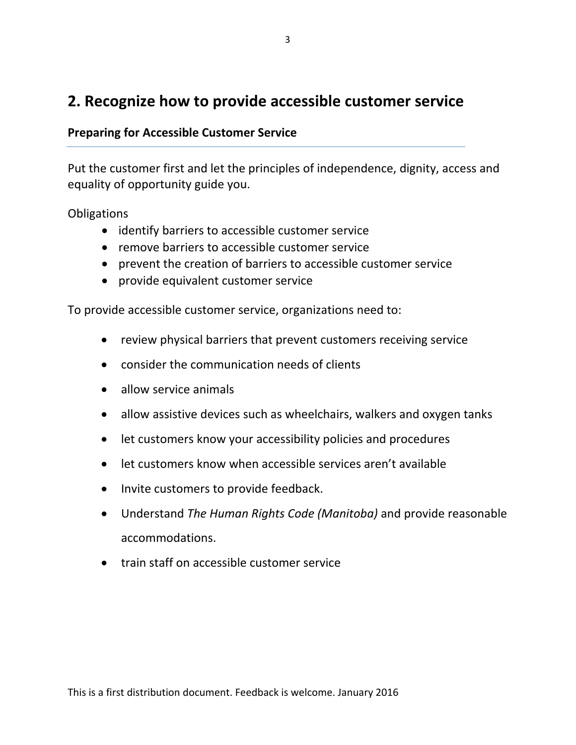## 2. Recognize how to provide accessible customer service

### Preparing for Accessible Customer Service

Put the customer first and let the principles of independence, dignity, access and equality of opportunity guide you.

Obligations

- identify barriers to accessible customer service
- remove barriers to accessible customer service
- prevent the creation of barriers to accessible customer service
- provide equivalent customer service

To provide accessible customer service, organizations need to:

- review physical barriers that prevent customers receiving service
- consider the communication needs of clients
- allow service animals
- allow assistive devices such as wheelchairs, walkers and oxygen tanks
- let customers know your accessibility policies and procedures
- let customers know when accessible services aren't available
- Invite customers to provide feedback.
- Understand *The Human Rights Code (Manitoba)* and provide reasonable accommodations.
- train staff on accessible customer service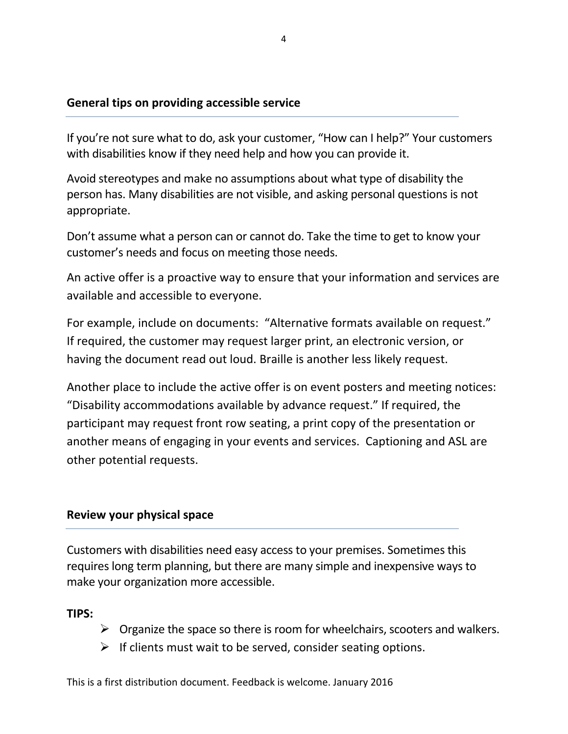## General tips on providing accessible service

If you're not sure what to do, ask your customer, "How can I help?" Your customers with disabilities know if they need help and how you can provide it.

Avoid stereotypes and make no assumptions about what type of disability the person has. Many disabilities are not visible, and asking personal questions is not appropriate.

Don't assume what a person can or cannot do. Take the time to get to know your customer's needs and focus on meeting those needs.

An active offer is a proactive way to ensure that your information and services are available and accessible to everyone.

For example, include on documents: "Alternative formats available on request." If required, the customer may request larger print, an electronic version, or having the document read out loud. Braille is another less likely request.

Another place to include the active offer is on event posters and meeting notices: "Disability accommodations available by advance request." If required, the participant may request front row seating, a print copy of the presentation or another means of engaging in your events and services. Captioning and ASL are other potential requests.

## Review your physical space

Customers with disabilities need easy access to your premises. Sometimes this requires long term planning, but there are many simple and inexpensive ways to make your organization more accessible.

**TIPS:**

- Organize the space so there is room for wheelchairs, scooters and walkers.
- If clients must wait to be served, consider seating options.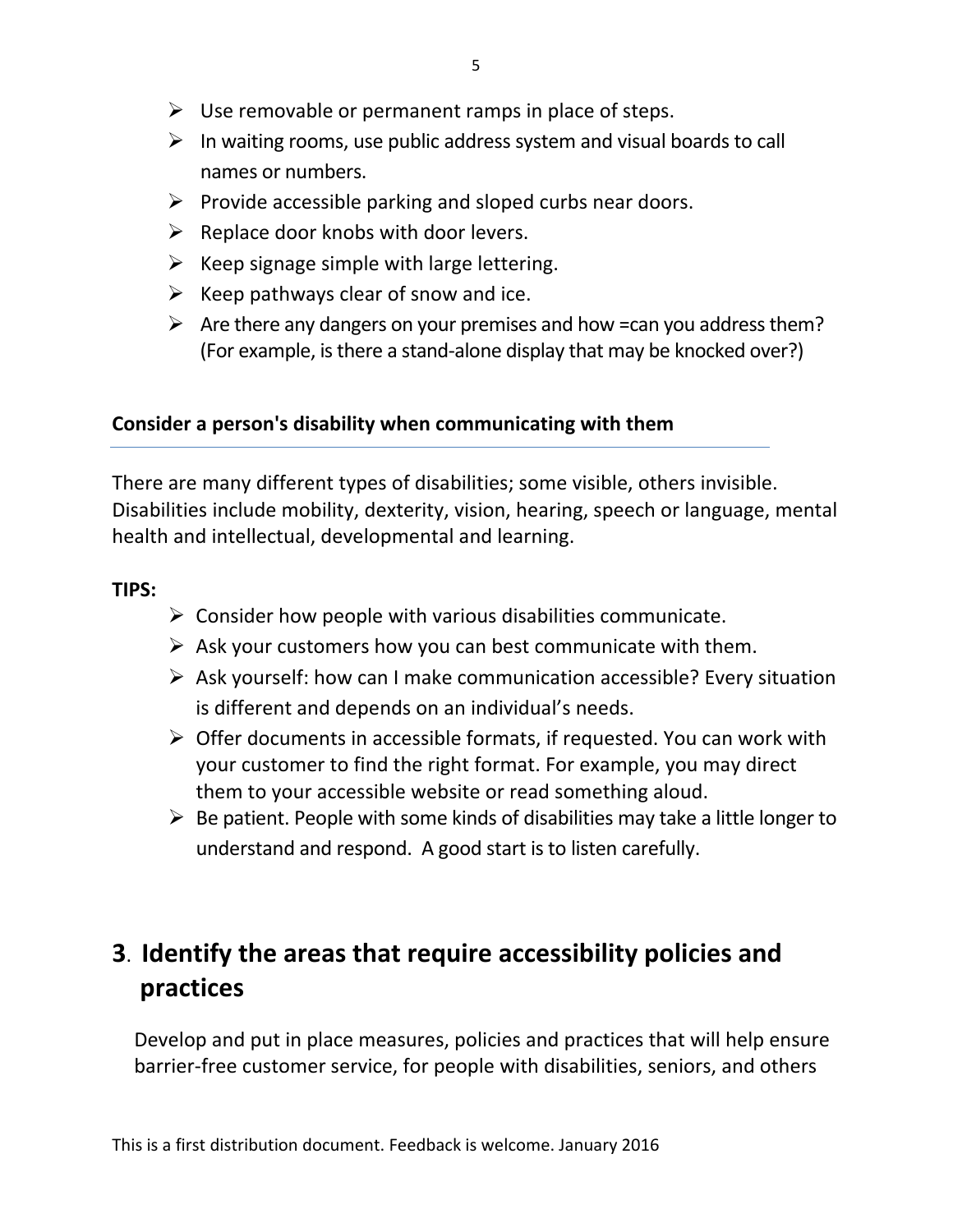- Use removable or permanent ramps in place of steps.
- In waiting rooms, use public address system and visual boards to call names or numbers.
- Provide accessible parking and sloped curbs near doors.
- Replace door knobs with door levers.
- Keep signage simple with large lettering.
- Keep pathways clear of snow and ice.
- Are there any dangers on your premises and how =can you address them? (For example, is there a stand-alone display that may be knocked over?)

**Consider a person's disability when communicating with them**

There are many different types of disabilities; some visible, others invisible. Disabilities include mobility, dexterity, vision, hearing, speech or language, mental health and intellectual, developmental and learning.

**TIPS:**

- Consider how people with various disabilities communicate.
- Ask your customers how you can best communicate with them.
- Ask yourself: how can I make communication accessible? Every situation is different and depends on an individual's needs.
- Offer documents in accessible formats, if requested. You can work with your customer to find the right format. For example, you may direct them to your accessible website or read something aloud.
- Be patient. People with some kinds of disabilities may take a little longer to understand and respond. A good start is to listen carefully.

## 3. Identify the areas that require accessibility policies and practices

Develop and put in place measures, policies and practices that will help ensure barrier-free customer service, for people with disabilities, seniors, and others

This is a first distribution document. Feedback is welcome. January 2016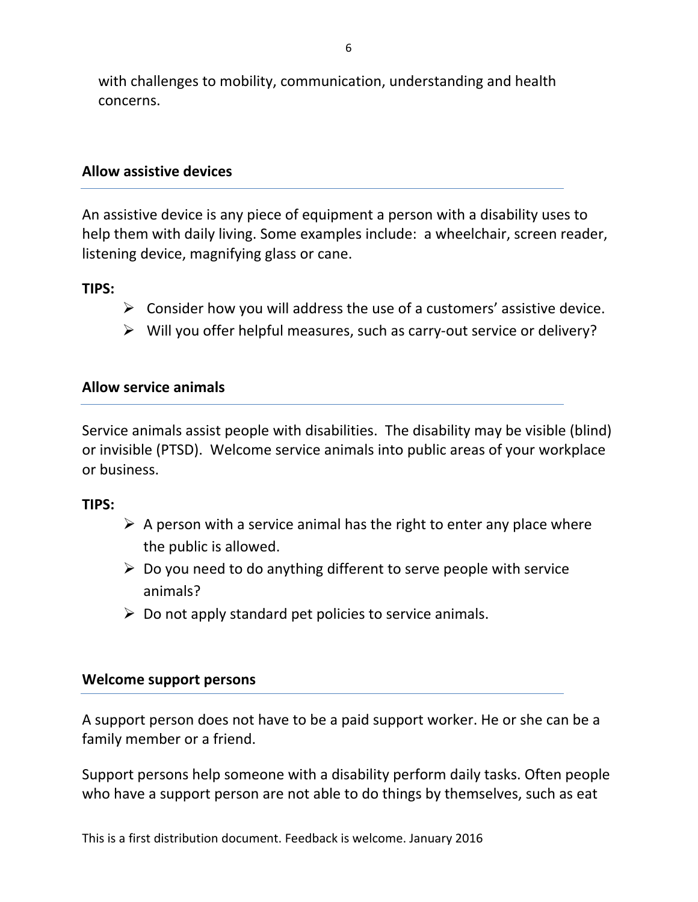with challenges to mobility, communication, understanding and health concerns.

## Allow assistive devices

An assistive device is any piece of equipment a person with a disability uses to help them with daily living. Some examples include: a wheelchair, screen reader, listening device, magnifying glass or cane.

**TIPS:**

- Consider how you will address the use of a customers' assistive device.
- Will you offer helpful measures, such as carry-out service or delivery?

## Allow service animals

Service animals assist people with disabilities. The disability may be visible (blind) or invisible (PTSD). Welcome service animals into public areas of your workplace or business.

**TIPS:**

- A person with a service animal has the right to enter any place where the public is allowed.
- Do you need to do anything different to serve people with service animals?
- Do not apply standard pet policies to service animals.

## Welcome support persons

A support person does not have to be a paid support worker. He or she can be a family member or a friend.

Support persons help someone with a disability perform daily tasks. Often people who have a support person are not able to do things by themselves, such as eat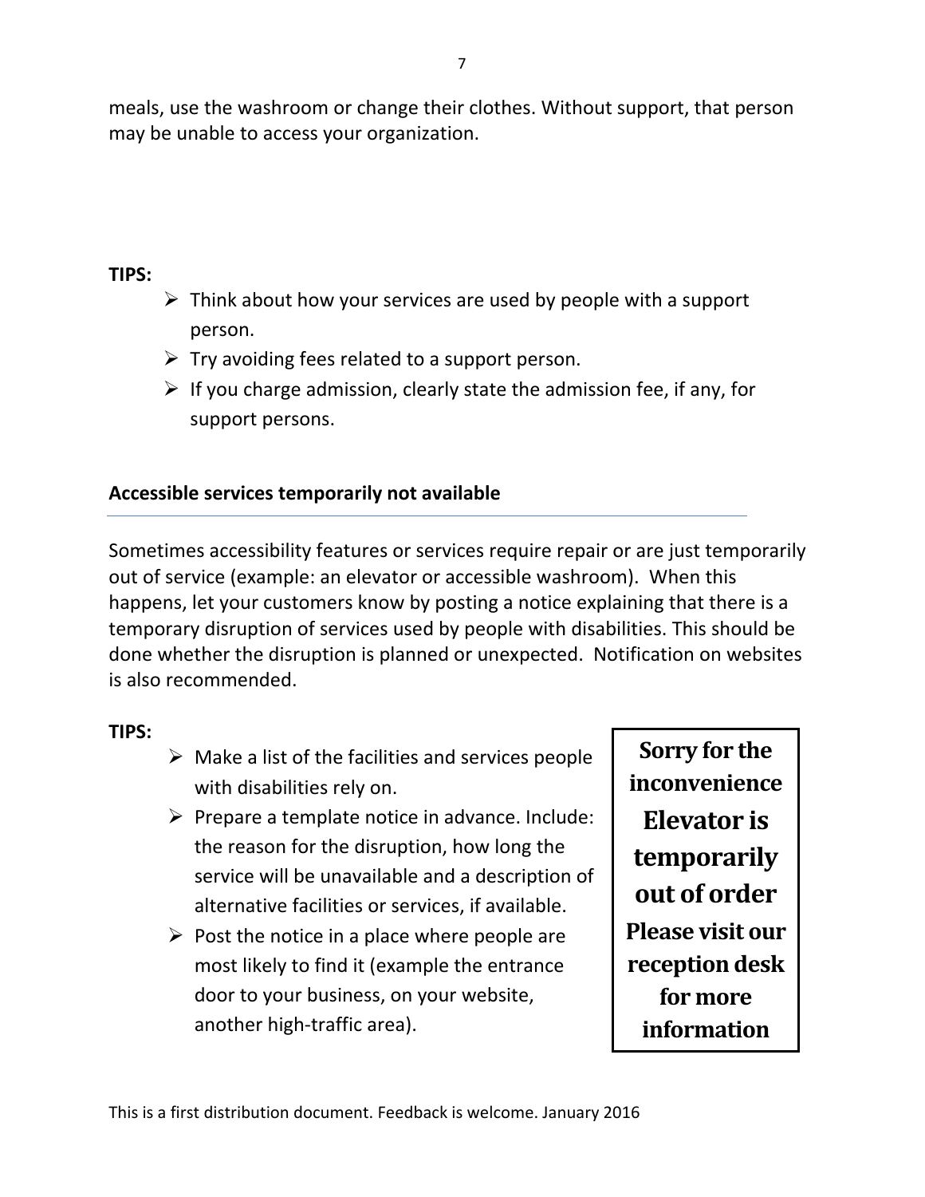meals, use the washroom or change their clothes. Without support, that person may be unable to access your organization.

**TIPS:**

- Think about how your services are used by people with a support person.
- Try avoiding fees related to a support person.
- If you charge admission, clearly state the admission fee, if any, for support persons.

## Accessible services temporarily not available

Sometimes accessibility features or services require repair or are just temporarily out of service (example: an elevator or accessible washroom). When this happens, let your customers know by posting a notice explaining that there is a temporary disruption of services used by people with disabilities. This should be done whether the disruption is planned or unexpected. Notification on websites is also recommended.

**TIPS:**

- Make a list of the facilities and services people with disabilities rely on.
- Prepare a template notice in advance. Include: the reason for the disruption, how long the service will be unavailable and a description of alternative facilities or services, if available.
- Post the notice in a place where people are most likely to find it (example the entrance door to your business, on your website, another high-traffic area).

**Sorry for the inconvenience**

**Elevator is temporarily out of order**

**Please visit our reception desk for more information**

This is a first distribution document. Feedback is welcome. January 2016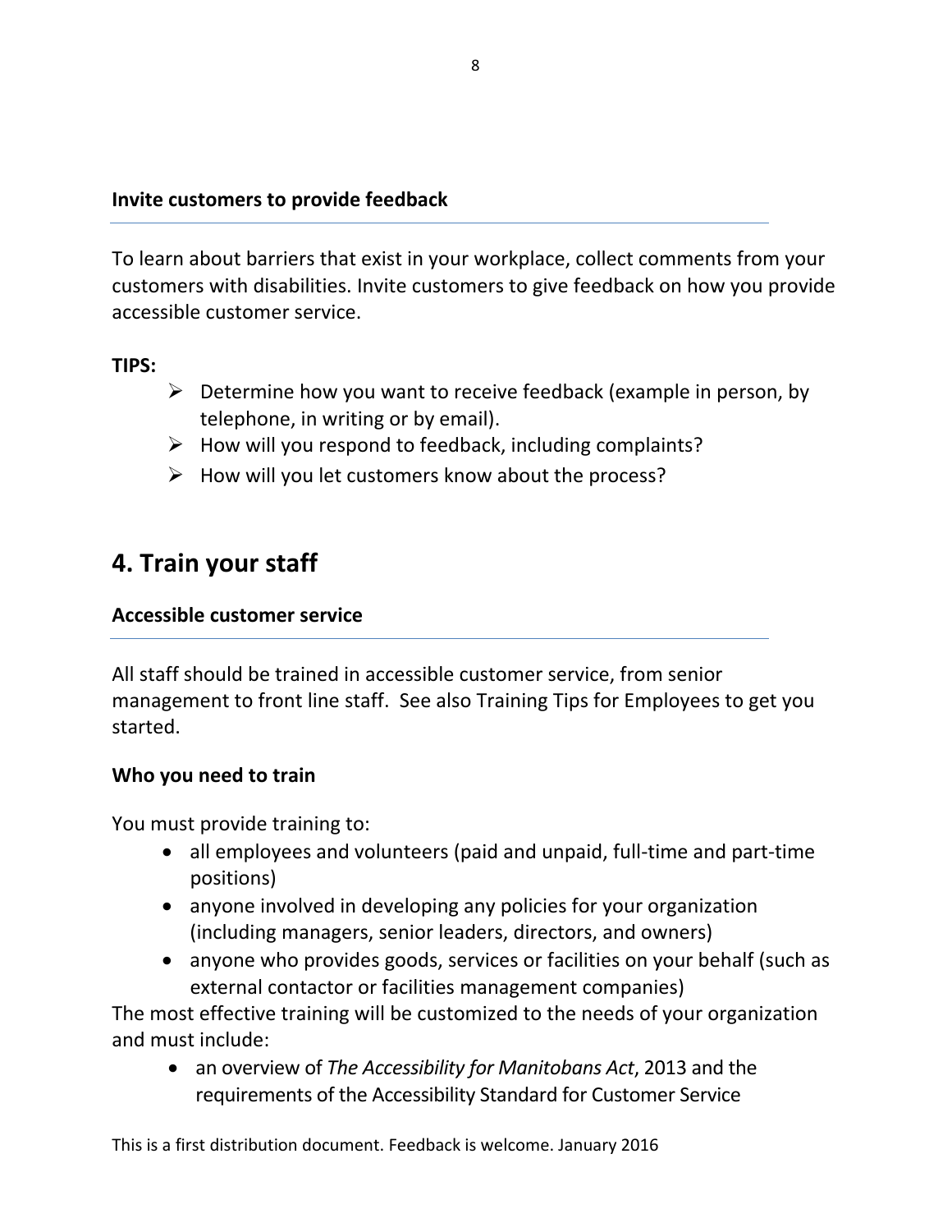### Invite customers to provide feedback

To learn about barriers that exist in your workplace, collect comments from your customers with disabilities. Invite customers to give feedback on how you provide accessible customer service.

**TIPS:**

- Determine how you want to receive feedback (example in person, by telephone, in writing or by email).
- How will you respond to feedback, including complaints?
- How will you let customers know about the process?

## 4. Train your staff

### Accessible customer service

All staff should be trained in accessible customer service, from senior management to front line staff. See also Training Tips for Employees to get you started.

**Who you need to train**

You must provide training to:

- all employees and volunteers (paid and unpaid, full-time and part-time positions)
- anyone involved in developing any policies for your organization (including managers, senior leaders, directors, and owners)
- anyone who provides goods, services or facilities on your behalf (such as external contactor or facilities management companies)

The most effective training will be customized to the needs of your organization and must include:

- an overview of *The Accessibility for Manitobans Act*, 2013 and the requirements of the Accessibility Standard for Customer Service

This is a first distribution document. Feedback is welcome. January 2016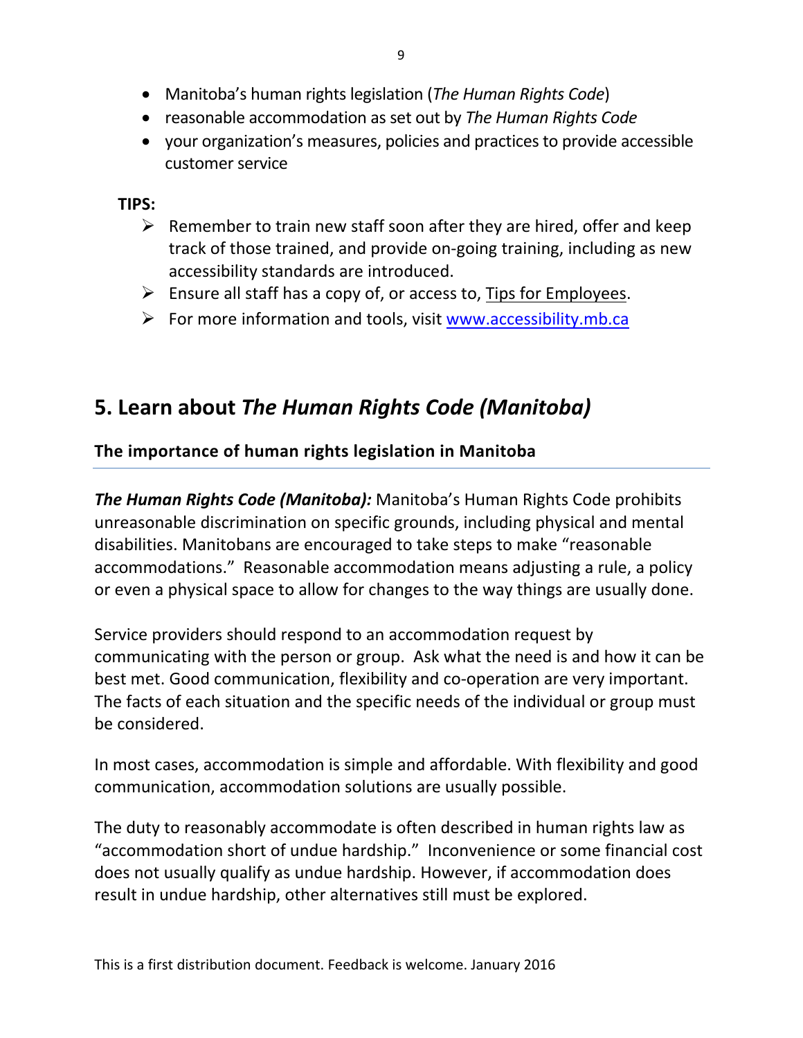- Manitoba's human rights legislation (*The Human Rights Code*)
- reasonable accommodation as set out by *The Human Rights Code*
- your organization's measures, policies and practices to provide accessible customer service

**TIPS:**

- Remember to train new staff soon after they are hired, offer and keep track of those trained, and provide on-going training, including as new accessibility standards are introduced.
- Ensure all staff has a copy of, or access to, Tips for Employees.
- For more information and tools, visit [www.accessibility.mb.ca](http://www.accessibility.mb.ca)

## 5. Learn about *The Human Rights Code (Manitoba)*

### The importance of human rights legislation in Manitoba

***The Human Rights Code (Manitoba):*** Manitoba's Human Rights Code prohibits unreasonable discrimination on specific grounds, including physical and mental disabilities. Manitobans are encouraged to take steps to make "reasonable accommodations." Reasonable accommodation means adjusting a rule, a policy or even a physical space to allow for changes to the way things are usually done.

Service providers should respond to an accommodation request by communicating with the person or group. Ask what the need is and how it can be best met. Good communication, flexibility and co-operation are very important. The facts of each situation and the specific needs of the individual or group must be considered.

In most cases, accommodation is simple and affordable. With flexibility and good communication, accommodation solutions are usually possible.

The duty to reasonably accommodate is often described in human rights law as "accommodation short of undue hardship." Inconvenience or some financial cost does not usually qualify as undue hardship. However, if accommodation does result in undue hardship, other alternatives still must be explored.

This is a first distribution document. Feedback is welcome. January 2016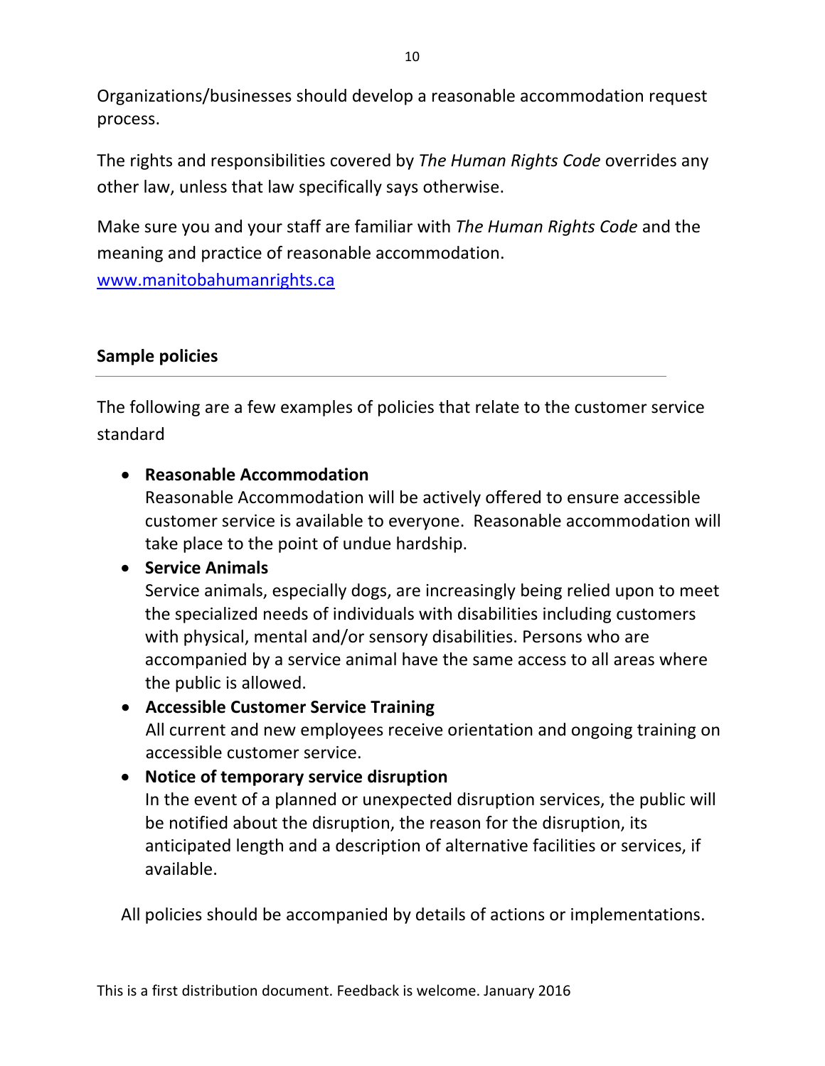Organizations/businesses should develop a reasonable accommodation request process.

The rights and responsibilities covered by *The Human Rights Code* overrides any other law, unless that law specifically says otherwise.

Make sure you and your staff are familiar with *The Human Rights Code* and the meaning and practice of reasonable accommodation.
[www.manitobahumanrights.ca](http://www.manitobahumanrights.ca)

## Sample policies

The following are a few examples of policies that relate to the customer service standard

- **Reasonable Accommodation**
  Reasonable Accommodation will be actively offered to ensure accessible customer service is available to everyone. Reasonable accommodation will take place to the point of undue hardship.
- **Service Animals**
  Service animals, especially dogs, are increasingly being relied upon to meet the specialized needs of individuals with disabilities including customers with physical, mental and/or sensory disabilities. Persons who are accompanied by a service animal have the same access to all areas where the public is allowed.
- **Accessible Customer Service Training**
  All current and new employees receive orientation and ongoing training on accessible customer service.
- **Notice of temporary service disruption**
  In the event of a planned or unexpected disruption services, the public will be notified about the disruption, the reason for the disruption, its anticipated length and a description of alternative facilities or services, if available.

All policies should be accompanied by details of actions or implementations.

This is a first distribution document. Feedback is welcome. January 2016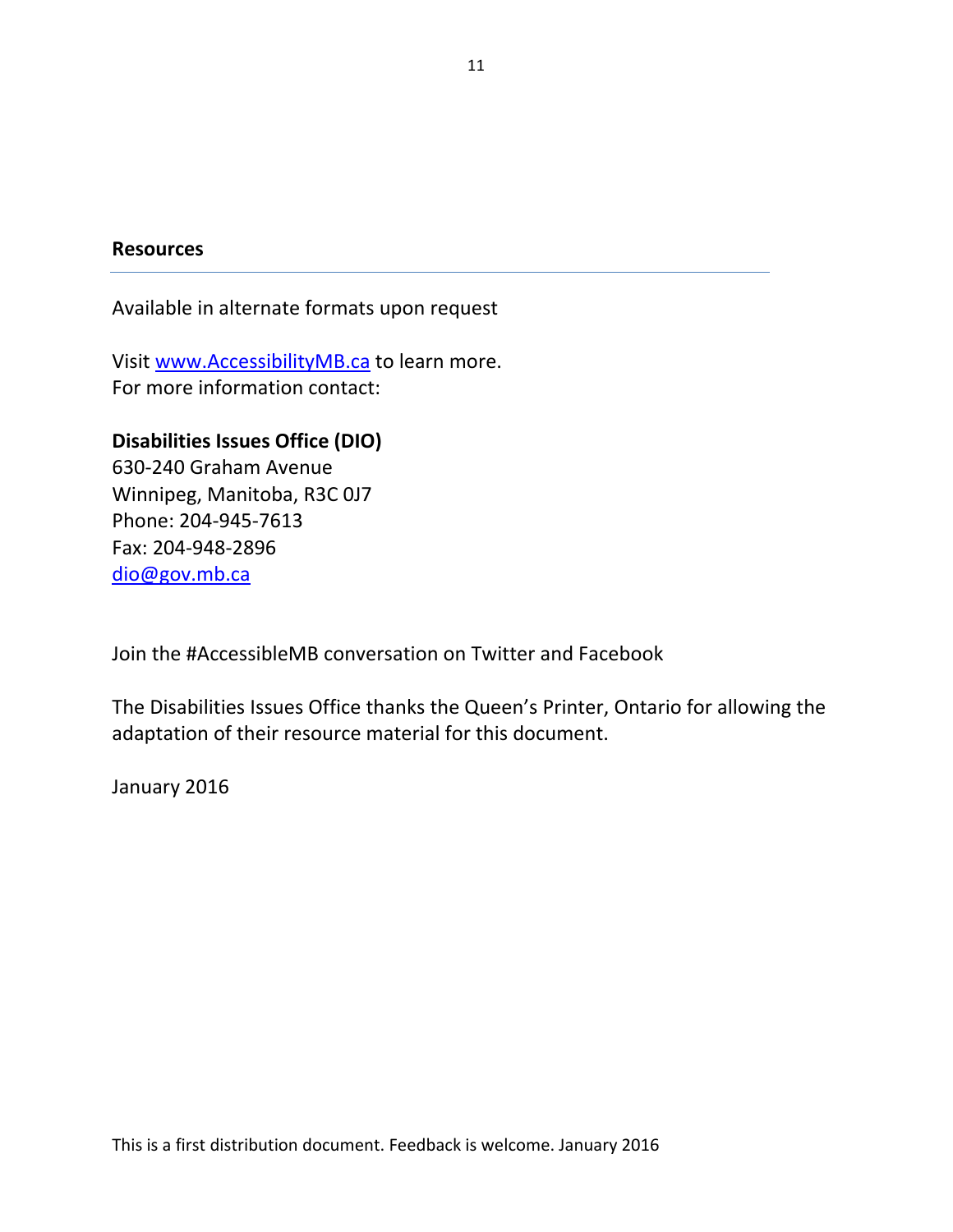## Resources

---

Available in alternate formats upon request

Visit [www.AccessibilityMB.ca](http://www.AccessibilityMB.ca) to learn more.
For more information contact:

**Disabilities Issues Office (DIO)**
630-240 Graham Avenue
Winnipeg, Manitoba, R3C 0J7
Phone: 204-945-7613
Fax: 204-948-2896
[dio@gov.mb.ca](mailto:dio@gov.mb.ca)

Join the #AccessibleMB conversation on Twitter and Facebook

The Disabilities Issues Office thanks the Queen's Printer, Ontario for allowing the adaptation of their resource material for this document.

January 2016